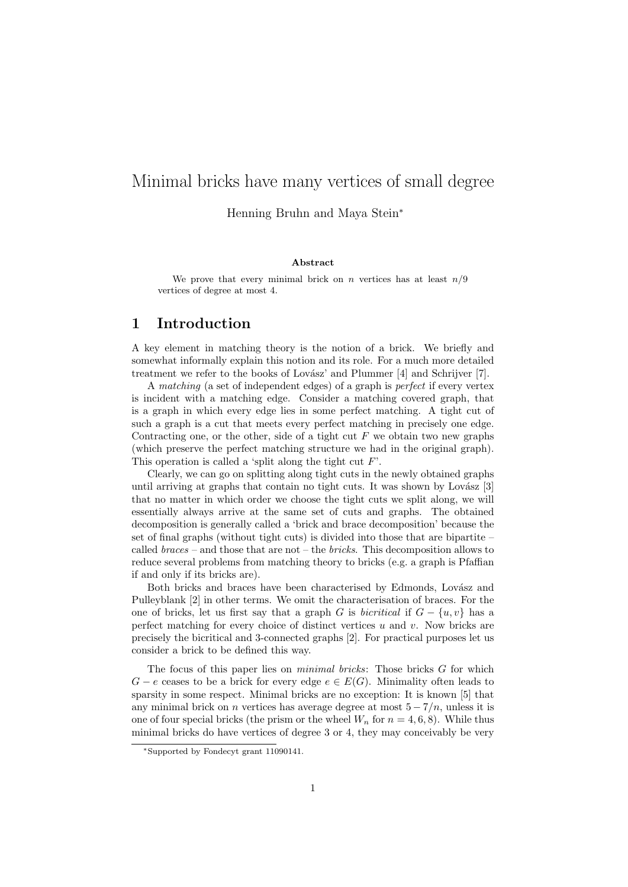# Minimal bricks have many vertices of small degree

Henning Bruhn and Maya Stein*

**Abstract**

We prove that every minimal brick on $n$ vertices has at least $n/9$ vertices of degree at most 4.

## 1 Introduction

A key element in matching theory is the notion of a brick. We briefly and somewhat informally explain this notion and its role. For a much more detailed treatment we refer to the books of Lovász' and Plummer [4] and Schrijver [7].

A *matching* (a set of independent edges) of a graph is *perfect* if every vertex is incident with a matching edge. Consider a matching covered graph, that is a graph in which every edge lies in some perfect matching. A tight cut of such a graph is a cut that meets every perfect matching in precisely one edge. Contracting one, or the other, side of a tight cut $F$ we obtain two new graphs (which preserve the perfect matching structure we had in the original graph). This operation is called a 'split along the tight cut $F$'.

Clearly, we can go on splitting along tight cuts in the newly obtained graphs until arriving at graphs that contain no tight cuts. It was shown by Lovász [3] that no matter in which order we choose the tight cuts we split along, we will essentially always arrive at the same set of cuts and graphs. The obtained decomposition is generally called a 'brick and brace decomposition' because the set of final graphs (without tight cuts) is divided into those that are bipartite – called *braces* – and those that are not – the *bricks*. This decomposition allows to reduce several problems from matching theory to bricks (e.g. a graph is Pfaffian if and only if its bricks are).

Both bricks and braces have been characterised by Edmonds, Lovász and Pulleyblank [2] in other terms. We omit the characterisation of braces. For the one of bricks, let us first say that a graph $G$ is *bicritical* if $G - \{u, v\}$ has a perfect matching for every choice of distinct vertices $u$ and $v$. Now bricks are precisely the bicritical and 3-connected graphs [2]. For practical purposes let us consider a brick to be defined this way.

The focus of this paper lies on *minimal bricks*: Those bricks $G$ for which $G - e$ ceases to be a brick for every edge $e \in E(G)$. Minimality often leads to sparsity in some respect. Minimal bricks are no exception: It is known [5] that any minimal brick on $n$ vertices has average degree at most $5 - 7/n$, unless it is one of four special bricks (the prism or the wheel $W_n$ for $n = 4, 6, 8$). While thus minimal bricks do have vertices of degree 3 or 4, they may conceivably be very

*Supported by Fondecyt grant 11090141.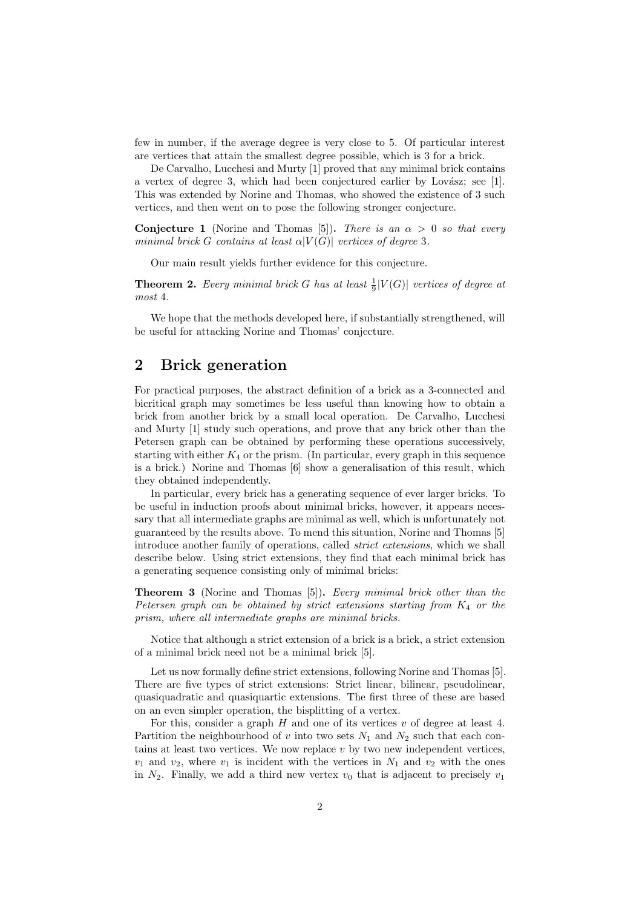few in number, if the average degree is very close to 5. Of particular interest are vertices that attain the smallest degree possible, which is 3 for a brick.

De Carvalho, Lucchesi and Murty [1] proved that any minimal brick contains a vertex of degree 3, which had been conjectured earlier by Lovász; see [1]. This was extended by Norine and Thomas, who showed the existence of 3 such vertices, and then went on to pose the following stronger conjecture.

**Conjecture 1** (Norine and Thomas [5])**.** *There is an $\alpha > 0$ so that every minimal brick $G$ contains at least $\alpha|V(G)|$ vertices of degree* 3*.*

Our main result yields further evidence for this conjecture.

**Theorem 2.** *Every minimal brick $G$ has at least $\frac{1}{9}|V(G)|$ vertices of degree at most* 4*.*

We hope that the methods developed here, if substantially strengthened, will be useful for attacking Norine and Thomas' conjecture.

## 2 Brick generation

For practical purposes, the abstract definition of a brick as a 3-connected and bicritical graph may sometimes be less useful than knowing how to obtain a brick from another brick by a small local operation. De Carvalho, Lucchesi and Murty [1] study such operations, and prove that any brick other than the Petersen graph can be obtained by performing these operations successively, starting with either $K_4$ or the prism. (In particular, every graph in this sequence is a brick.) Norine and Thomas [6] show a generalisation of this result, which they obtained independently.

In particular, every brick has a generating sequence of ever larger bricks. To be useful in induction proofs about minimal bricks, however, it appears necessary that all intermediate graphs are minimal as well, which is unfortunately not guaranteed by the results above. To mend this situation, Norine and Thomas [5] introduce another family of operations, called *strict extensions*, which we shall describe below. Using strict extensions, they find that each minimal brick has a generating sequence consisting only of minimal bricks:

**Theorem 3** (Norine and Thomas [5])**.** *Every minimal brick other than the Petersen graph can be obtained by strict extensions starting from $K_4$ or the prism, where all intermediate graphs are minimal bricks.*

Notice that although a strict extension of a brick is a brick, a strict extension of a minimal brick need not be a minimal brick [5].

Let us now formally define strict extensions, following Norine and Thomas [5]. There are five types of strict extensions: Strict linear, bilinear, pseudolinear, quasiquadratic and quasiquartic extensions. The first three of these are based on an even simpler operation, the bisplitting of a vertex.

For this, consider a graph $H$ and one of its vertices $v$ of degree at least 4. Partition the neighbourhood of $v$ into two sets $N_1$ and $N_2$ such that each contains at least two vertices. We now replace $v$ by two new independent vertices, $v_1$ and $v_2$, where $v_1$ is incident with the vertices in $N_1$ and $v_2$ with the ones in $N_2$. Finally, we add a third new vertex $v_0$ that is adjacent to precisely $v_1$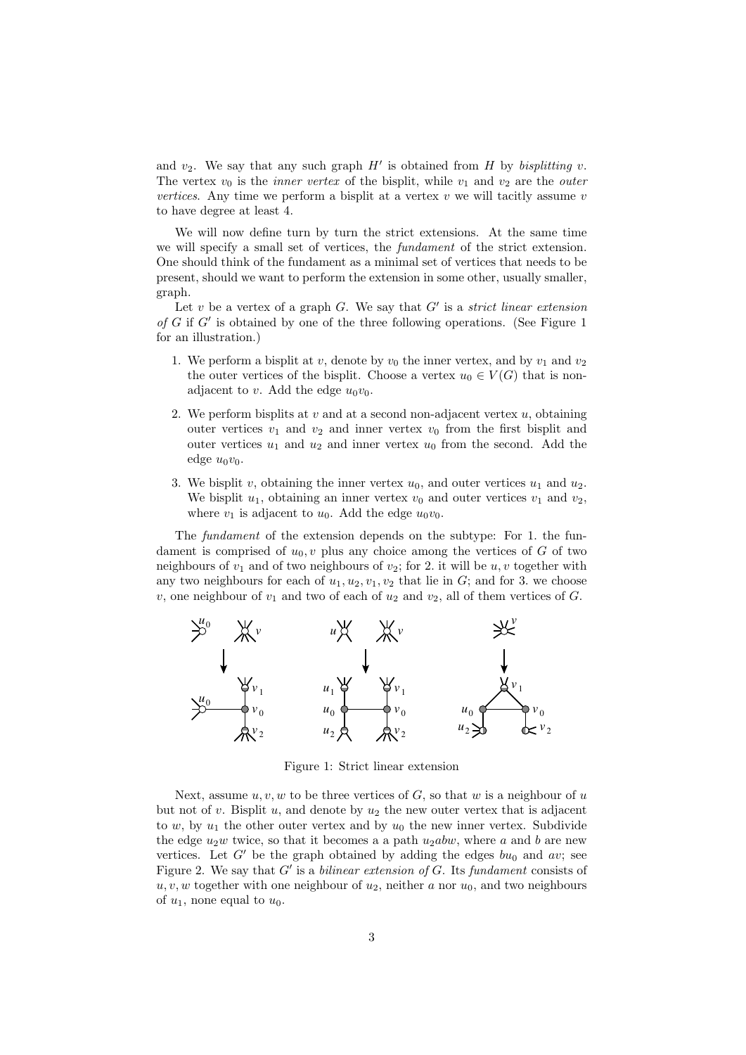and $v_2$. We say that any such graph $H'$ is obtained from $H$ by *bisplitting* $v$. The vertex $v_0$ is the *inner vertex* of the bisplit, while $v_1$ and $v_2$ are the *outer vertices*. Any time we perform a bisplit at a vertex $v$ we will tacitly assume $v$ to have degree at least 4.

We will now define turn by turn the strict extensions. At the same time we will specify a small set of vertices, the *fundament* of the strict extension. One should think of the fundament as a minimal set of vertices that needs to be present, should we want to perform the extension in some other, usually smaller, graph.

Let $v$ be a vertex of a graph $G$. We say that $G'$ is a *strict linear extension of* $G$ if $G'$ is obtained by one of the three following operations. (See Figure 1 for an illustration.)

1. We perform a bisplit at $v$, denote by $v_0$ the inner vertex, and by $v_1$ and $v_2$ the outer vertices of the bisplit. Choose a vertex $u_0 \in V(G)$ that is non-adjacent to $v$. Add the edge $u_0v_0$.
2. We perform bisplits at $v$ and at a second non-adjacent vertex $u$, obtaining outer vertices $v_1$ and $v_2$ and inner vertex $v_0$ from the first bisplit and outer vertices $u_1$ and $u_2$ and inner vertex $u_0$ from the second. Add the edge $u_0v_0$.
3. We bisplit $v$, obtaining the inner vertex $u_0$, and outer vertices $u_1$ and $u_2$. We bisplit $u_1$, obtaining an inner vertex $v_0$ and outer vertices $v_1$ and $v_2$, where $v_1$ is adjacent to $u_0$. Add the edge $u_0v_0$.

The *fundament* of the extension depends on the subtype: For 1. the fundament is comprised of $u_0, v$ plus any choice among the vertices of $G$ of two neighbours of $v_1$ and of two neighbours of $v_2$; for 2. it will be $u, v$ together with any two neighbours for each of $u_1, u_2, v_1, v_2$ that lie in $G$; and for 3. we choose $v$, one neighbour of $v_1$ and two of each of $u_2$ and $v_2$, all of them vertices of $G$.

Figure 1: Strict linear extension

Next, assume $u, v, w$ to be three vertices of $G$, so that $w$ is a neighbour of $u$ but not of $v$. Bisplit $u$, and denote by $u_2$ the new outer vertex that is adjacent to $w$, by $u_1$ the other outer vertex and by $u_0$ the new inner vertex. Subdivide the edge $u_2w$ twice, so that it becomes a a path $u_2abw$, where $a$ and $b$ are new vertices. Let $G'$ be the graph obtained by adding the edges $bu_0$ and $av$; see Figure 2. We say that $G'$ is a *bilinear extension of* $G$. Its *fundament* consists of $u, v, w$ together with one neighbour of $u_2$, neither $a$ nor $u_0$, and two neighbours of $u_1$, none equal to $u_0$.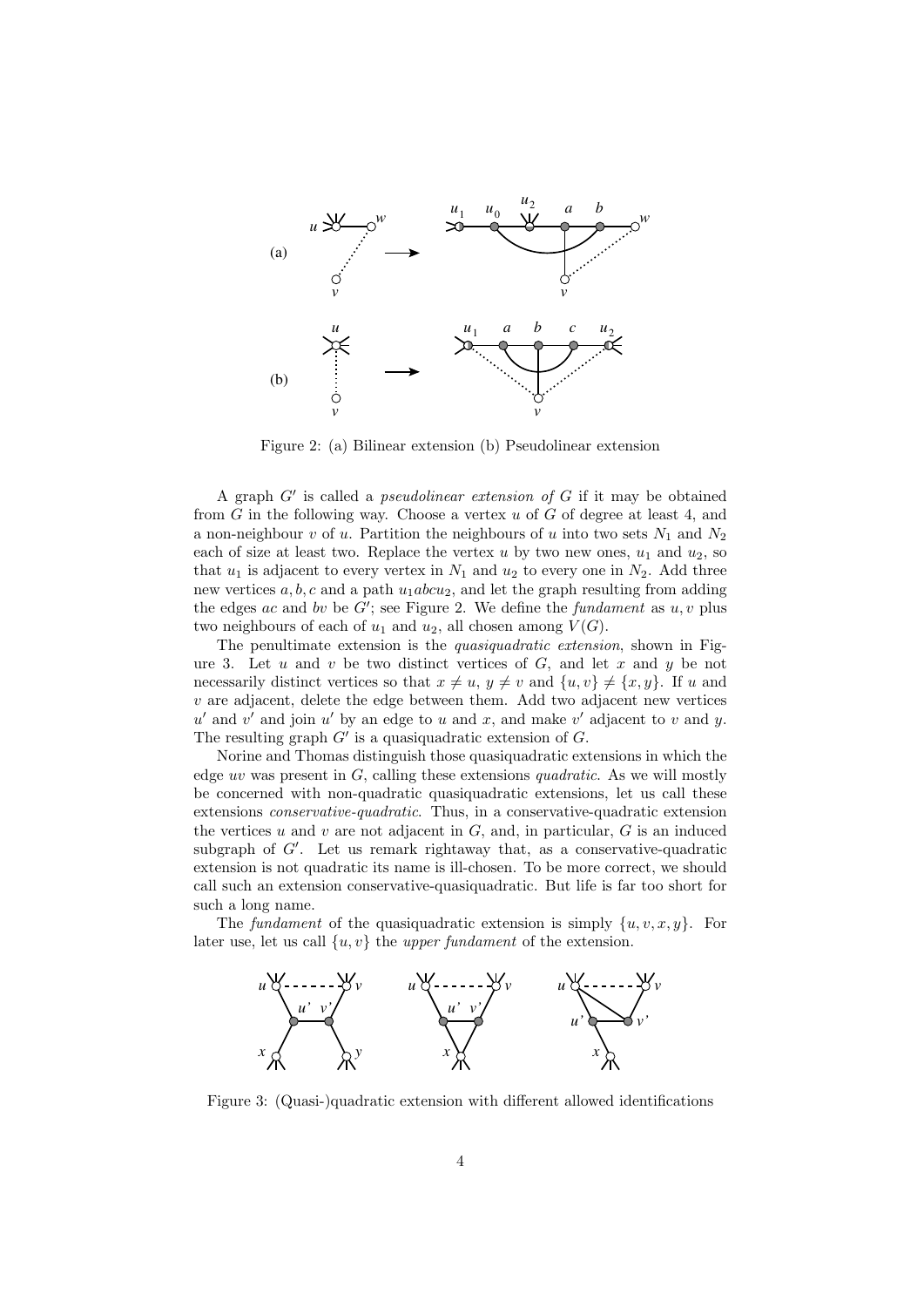Figure 2: (a) Bilinear extension (b) Pseudolinear extension

A graph $G'$ is called a *pseudolinear extension of* $G$ if it may be obtained from $G$ in the following way. Choose a vertex $u$ of $G$ of degree at least 4, and a non-neighbour $v$ of $u$. Partition the neighbours of $u$ into two sets $N_1$ and $N_2$ each of size at least two. Replace the vertex $u$ by two new ones, $u_1$ and $u_2$, so that $u_1$ is adjacent to every vertex in $N_1$ and $u_2$ to every one in $N_2$. Add three new vertices $a, b, c$ and a path $u_1abcu_2$, and let the graph resulting from adding the edges $ac$ and $bv$ be $G'$; see Figure 2. We define the *fundament* as $u, v$ plus two neighbours of each of $u_1$ and $u_2$, all chosen among $V(G)$.

The penultimate extension is the *quasiquadratic extension*, shown in Figure 3. Let $u$ and $v$ be two distinct vertices of $G$, and let $x$ and $y$ be not necessarily distinct vertices so that $x \neq u$, $y \neq v$ and $\{u, v\} \neq \{x, y\}$. If $u$ and $v$ are adjacent, delete the edge between them. Add two adjacent new vertices $u'$ and $v'$ and join $u'$ by an edge to $u$ and $x$, and make $v'$ adjacent to $v$ and $y$. The resulting graph $G'$ is a quasiquadratic extension of $G$.

Norine and Thomas distinguish those quasiquadratic extensions in which the edge $uv$ was present in $G$, calling these extensions *quadratic*. As we will mostly be concerned with non-quadratic quasiquadratic extensions, let us call these extensions *conservative-quadratic*. Thus, in a conservative-quadratic extension the vertices $u$ and $v$ are not adjacent in $G$, and, in particular, $G$ is an induced subgraph of $G'$. Let us remark rightaway that, as a conservative-quadratic extension is not quadratic its name is ill-chosen. To be more correct, we should call such an extension conservative-quasiquadratic. But life is far too short for such a long name.

The *fundament* of the quasiquadratic extension is simply $\{u, v, x, y\}$. For later use, let us call $\{u, v\}$ the *upper fundament* of the extension.

Figure 3: (Quasi-)quadratic extension with different allowed identifications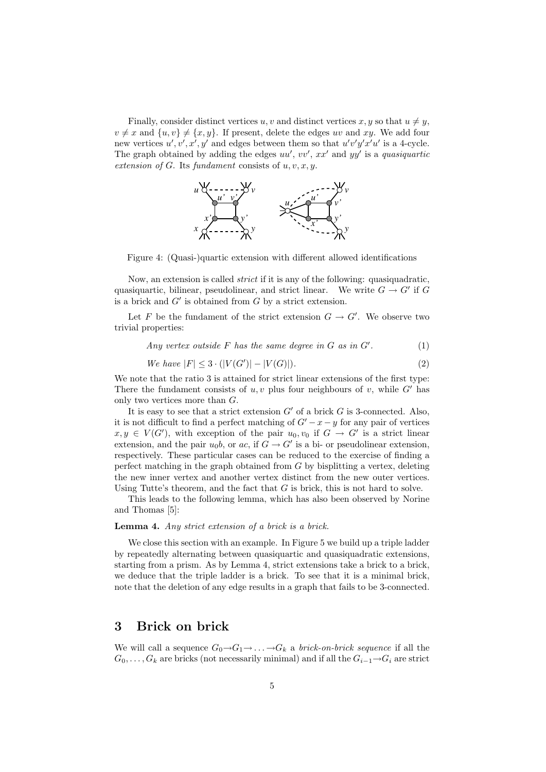Finally, consider distinct vertices $u, v$ and distinct vertices $x, y$ so that $u \neq y$, $v \neq x$ and $\{u, v\} \neq \{x, y\}$. If present, delete the edges $uv$ and $xy$. We add four new vertices $u', v', x', y'$ and edges between them so that $u'v'y'x'u'$ is a 4-cycle. The graph obtained by adding the edges $uu'$, $vv'$, $xx'$ and $yy'$ is a *quasiquartic extension of G*. Its *fundament* consists of $u, v, x, y$.

Figure 4: (Quasi-)quartic extension with different allowed identifications

Now, an extension is called *strict* if it is any of the following: quasiquadratic, quasiquartic, bilinear, pseudolinear, and strict linear. We write $G \to G'$ if $G$ is a brick and $G'$ is obtained from $G$ by a strict extension.

Let $F$ be the fundament of the strict extension $G \to G'$. We observe two trivial properties:

$$\text{Any vertex outside } F \text{ has the same degree in } G \text{ as in } G'. \tag{1}$$

$$\text{We have } |F| \leq 3 \cdot (|V(G')| - |V(G)|). \tag{2}$$

We note that the ratio 3 is attained for strict linear extensions of the first type: There the fundament consists of $u, v$ plus four neighbours of $v$, while $G'$ has only two vertices more than $G$.

It is easy to see that a strict extension $G'$ of a brick $G$ is 3-connected. Also, it is not difficult to find a perfect matching of $G' - x - y$ for any pair of vertices $x, y \in V(G')$, with exception of the pair $u_0, v_0$ if $G \to G'$ is a strict linear extension, and the pair $u_0 b$, or $ac$, if $G \to G'$ is a bi- or pseudolinear extension, respectively. These particular cases can be reduced to the exercise of finding a perfect matching in the graph obtained from $G$ by bisplitting a vertex, deleting the new inner vertex and another vertex distinct from the new outer vertices. Using Tutte's theorem, and the fact that $G$ is brick, this is not hard to solve.

This leads to the following lemma, which has also been observed by Norine and Thomas [5]:

**Lemma 4.** *Any strict extension of a brick is a brick.*

We close this section with an example. In Figure 5 we build up a triple ladder by repeatedly alternating between quasiquartic and quasiquadratic extensions, starting from a prism. As by Lemma 4, strict extensions take a brick to a brick, we deduce that the triple ladder is a brick. To see that it is a minimal brick, note that the deletion of any edge results in a graph that fails to be 3-connected.

## 3 Brick on brick

We will call a sequence $G_0 \to G_1 \to \ldots \to G_k$ a *brick-on-brick sequence* if all the $G_0, \ldots, G_k$ are bricks (not necessarily minimal) and if all the $G_{i-1} \to G_i$ are strict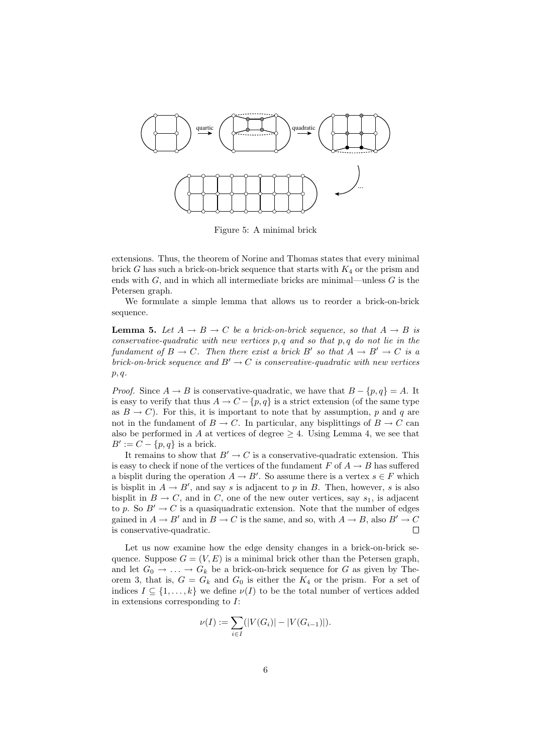Figure 5: A minimal brick

extensions. Thus, the theorem of Norine and Thomas states that every minimal brick $G$ has such a brick-on-brick sequence that starts with $K_4$ or the prism and ends with $G$, and in which all intermediate bricks are minimal—unless $G$ is the Petersen graph.

We formulate a simple lemma that allows us to reorder a brick-on-brick sequence.

**Lemma 5.** *Let $A \to B \to C$ be a brick-on-brick sequence, so that $A \to B$ is conservative-quadratic with new vertices $p, q$ and so that $p, q$ do not lie in the fundament of $B \to C$. Then there exist a brick $B'$ so that $A \to B' \to C$ is a brick-on-brick sequence and $B' \to C$ is conservative-quadratic with new vertices $p, q$.*

*Proof.* Since $A \to B$ is conservative-quadratic, we have that $B - \{p, q\} = A$. It is easy to verify that thus $A \to C - \{p, q\}$ is a strict extension (of the same type as $B \to C$). For this, it is important to note that by assumption, $p$ and $q$ are not in the fundament of $B \to C$. In particular, any bisplittings of $B \to C$ can also be performed in $A$ at vertices of degree $\geq 4$. Using Lemma 4, we see that $B' := C - \{p, q\}$ is a brick.

It remains to show that $B' \to C$ is a conservative-quadratic extension. This is easy to check if none of the vertices of the fundament $F$ of $A \to B$ has suffered a bisplit during the operation $A \to B'$. So assume there is a vertex $s \in F$ which is bisplit in $A \to B'$, and say $s$ is adjacent to $p$ in $B$. Then, however, $s$ is also bisplit in $B \to C$, and in $C$, one of the new outer vertices, say $s_1$, is adjacent to $p$. So $B' \to C$ is a quasiquadratic extension. Note that the number of edges gained in $A \to B'$ and in $B \to C$ is the same, and so, with $A \to B$, also $B' \to C$ is conservative-quadratic. $\square$

Let us now examine how the edge density changes in a brick-on-brick sequence. Suppose $G = (V, E)$ is a minimal brick other than the Petersen graph, and let $G_0 \to \ldots \to G_k$ be a brick-on-brick sequence for $G$ as given by Theorem 3, that is, $G = G_k$ and $G_0$ is either the $K_4$ or the prism. For a set of indices $I \subseteq \{1, \ldots, k\}$ we define $\nu(I)$ to be the total number of vertices added in extensions corresponding to $I$:

$$\nu(I) := \sum_{i \in I} (|V(G_i)| - |V(G_{i-1})|).$$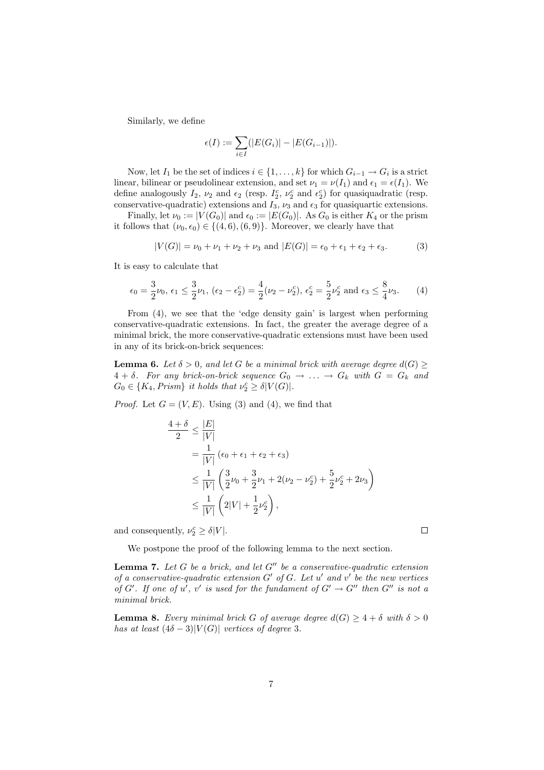Similarly, we define

$$\epsilon(I) := \sum_{i \in I} (|E(G_i)| - |E(G_{i-1})|).$$

Now, let $I_1$ be the set of indices $i \in \{1, \ldots, k\}$ for which $G_{i-1} \to G_i$ is a strict linear, bilinear or pseudolinear extension, and set $\nu_1 = \nu(I_1)$ and $\epsilon_1 = \epsilon(I_1)$. We define analogously $I_2$, $\nu_2$ and $\epsilon_2$ (resp. $I_2^c$, $\nu_2^c$ and $\epsilon_2^c$) for quasiquadratic (resp. conservative-quadratic) extensions and $I_3$, $\nu_3$ and $\epsilon_3$ for quasiquartic extensions.

Finally, let $\nu_0 := |V(G_0)|$ and $\epsilon_0 := |E(G_0)|$. As $G_0$ is either $K_4$ or the prism it follows that $(\nu_0, \epsilon_0) \in \{(4, 6), (6, 9)\}$. Moreover, we clearly have that

$$|V(G)| = \nu_0 + \nu_1 + \nu_2 + \nu_3 \text{ and } |E(G)| = \epsilon_0 + \epsilon_1 + \epsilon_2 + \epsilon_3. \tag{3}$$

It is easy to calculate that

$$\epsilon_0 = \frac{3}{2}\nu_0,\ \epsilon_1 \leq \frac{3}{2}\nu_1,\ (\epsilon_2 - \epsilon_2^c) = \frac{4}{2}(\nu_2 - \nu_2^c),\ \epsilon_2^c = \frac{5}{2}\nu_2^c \text{ and } \epsilon_3 \leq \frac{8}{4}\nu_3. \tag{4}$$

From (4), we see that the 'edge density gain' is largest when performing conservative-quadratic extensions. In fact, the greater the average degree of a minimal brick, the more conservative-quadratic extensions must have been used in any of its brick-on-brick sequences:

**Lemma 6.** *Let $\delta > 0$, and let $G$ be a minimal brick with average degree $d(G) \geq 4 + \delta$. For any brick-on-brick sequence $G_0 \to \ldots \to G_k$ with $G = G_k$ and $G_0 \in \{K_4, Prism\}$ it holds that $\nu_2^c \geq \delta|V(G)|$.*

*Proof.* Let $G = (V, E)$. Using (3) and (4), we find that

$$\begin{aligned}
\frac{4+\delta}{2} &\leq \frac{|E|}{|V|} \\
&= \frac{1}{|V|}\left(\epsilon_0 + \epsilon_1 + \epsilon_2 + \epsilon_3\right) \\
&\leq \frac{1}{|V|}\left(\frac{3}{2}\nu_0 + \frac{3}{2}\nu_1 + 2(\nu_2 - \nu_2^c) + \frac{5}{2}\nu_2^c + 2\nu_3\right) \\
&\leq \frac{1}{|V|}\left(2|V| + \frac{1}{2}\nu_2^c\right),
\end{aligned}$$

and consequently, $\nu_2^c \geq \delta|V|$. $\square$

We postpone the proof of the following lemma to the next section.

**Lemma 7.** *Let $G$ be a brick, and let $G''$ be a conservative-quadratic extension of a conservative-quadratic extension $G'$ of $G$. Let $u'$ and $v'$ be the new vertices of $G'$. If one of $u'$, $v'$ is used for the fundament of $G' \to G''$ then $G''$ is not a minimal brick.*

**Lemma 8.** *Every minimal brick $G$ of average degree $d(G) \geq 4 + \delta$ with $\delta > 0$ has at least $(4\delta - 3)|V(G)|$ vertices of degree 3.*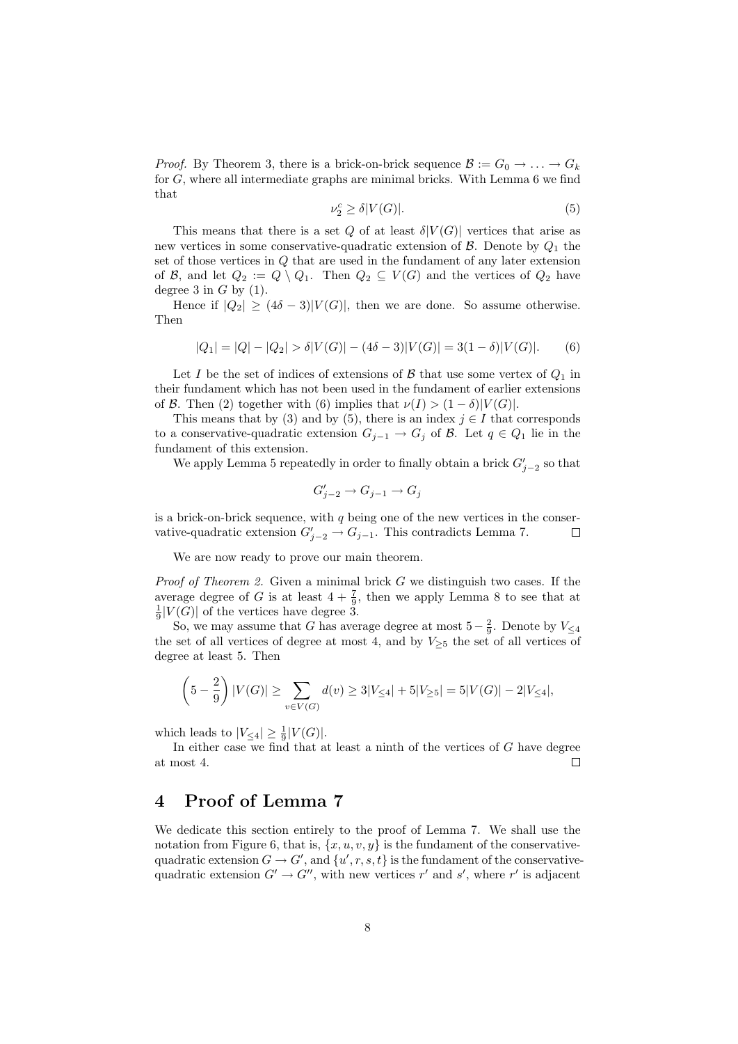*Proof.* By Theorem 3, there is a brick-on-brick sequence $\mathcal{B} := G_0 \to \ldots \to G_k$ for $G$, where all intermediate graphs are minimal bricks. With Lemma 6 we find that

$$\nu_2^c \geq \delta |V(G)|. \tag{5}$$

This means that there is a set $Q$ of at least $\delta|V(G)|$ vertices that arise as new vertices in some conservative-quadratic extension of $\mathcal{B}$. Denote by $Q_1$ the set of those vertices in $Q$ that are used in the fundament of any later extension of $\mathcal{B}$, and let $Q_2 := Q \setminus Q_1$. Then $Q_2 \subseteq V(G)$ and the vertices of $Q_2$ have degree 3 in $G$ by (1).

Hence if $|Q_2| \geq (4\delta - 3)|V(G)|$, then we are done. So assume otherwise. Then

$$|Q_1| = |Q| - |Q_2| > \delta|V(G)| - (4\delta - 3)|V(G)| = 3(1-\delta)|V(G)|. \tag{6}$$

Let $I$ be the set of indices of extensions of $\mathcal{B}$ that use some vertex of $Q_1$ in their fundament which has not been used in the fundament of earlier extensions of $\mathcal{B}$. Then (2) together with (6) implies that $\nu(I) > (1-\delta)|V(G)|$.

This means that by (3) and by (5), there is an index $j \in I$ that corresponds to a conservative-quadratic extension $G_{j-1} \to G_j$ of $\mathcal{B}$. Let $q \in Q_1$ lie in the fundament of this extension.

We apply Lemma 5 repeatedly in order to finally obtain a brick $G'_{j-2}$ so that

$$G'_{j-2} \to G_{j-1} \to G_j$$

is a brick-on-brick sequence, with $q$ being one of the new vertices in the conservative-quadratic extension $G'_{j-2} \to G_{j-1}$. This contradicts Lemma 7. $\square$

We are now ready to prove our main theorem.

*Proof of Theorem 2.* Given a minimal brick $G$ we distinguish two cases. If the average degree of $G$ is at least $4 + \frac{7}{9}$, then we apply Lemma 8 to see that at $\frac{1}{9}|V(G)|$ of the vertices have degree 3.

So, we may assume that $G$ has average degree at most $5 - \frac{2}{9}$. Denote by $V_{\leq 4}$ the set of all vertices of degree at most 4, and by $V_{\geq 5}$ the set of all vertices of degree at least 5. Then

$$\left(5 - \frac{2}{9}\right)|V(G)| \geq \sum_{v \in V(G)} d(v) \geq 3|V_{\leq 4}| + 5|V_{\geq 5}| = 5|V(G)| - 2|V_{\leq 4}|,$$

which leads to $|V_{\leq 4}| \geq \frac{1}{9}|V(G)|$.

In either case we find that at least a ninth of the vertices of $G$ have degree at most 4. $\square$

# 4 Proof of Lemma 7

We dedicate this section entirely to the proof of Lemma 7. We shall use the notation from Figure 6, that is, $\{x, u, v, y\}$ is the fundament of the conservative-quadratic extension $G \to G'$, and $\{u', r, s, t\}$ is the fundament of the conservative-quadratic extension $G' \to G''$, with new vertices $r'$ and $s'$, where $r'$ is adjacent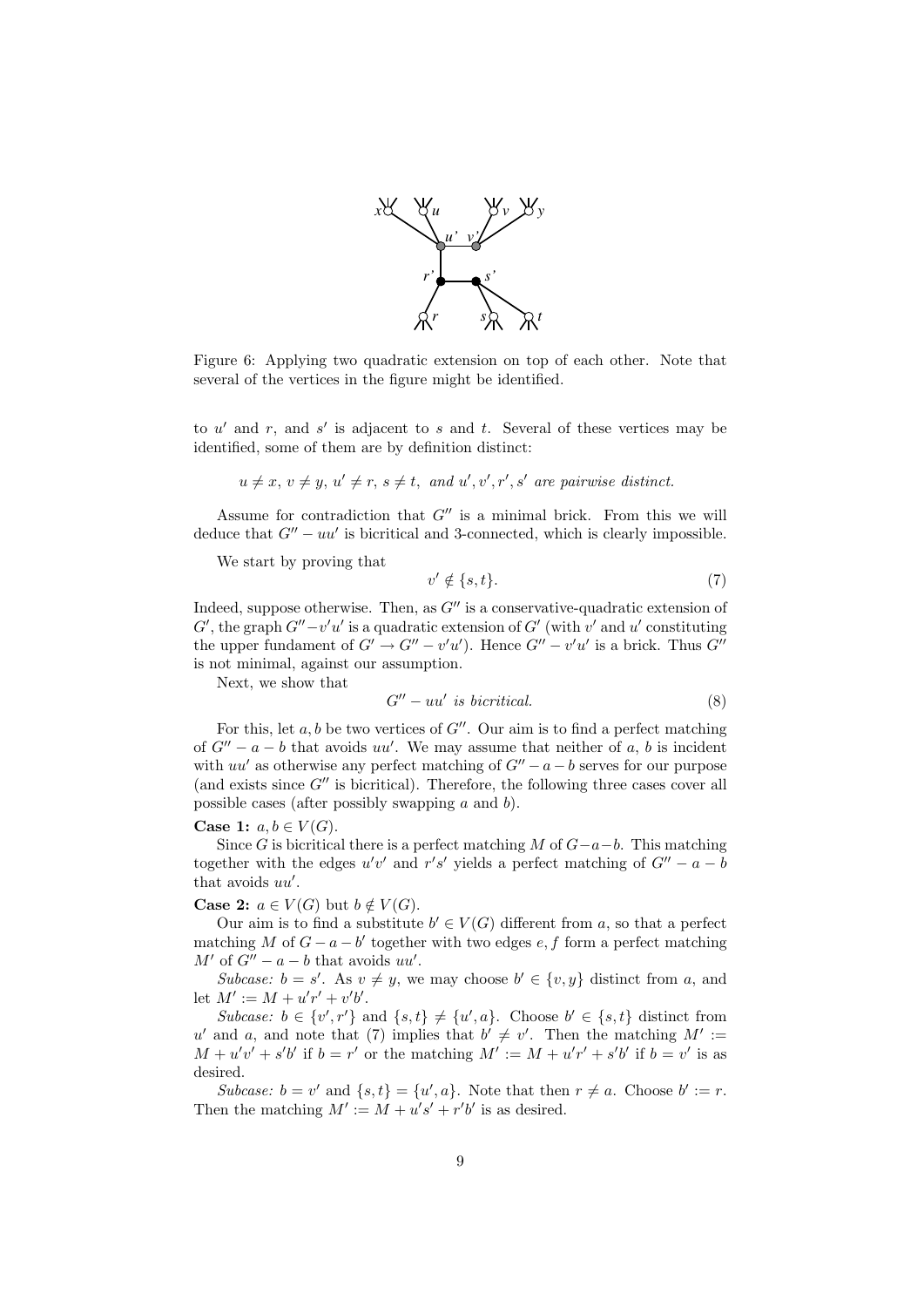Figure 6: Applying two quadratic extension on top of each other. Note that several of the vertices in the figure might be identified.

to $u'$ and $r$, and $s'$ is adjacent to $s$ and $t$. Several of these vertices may be identified, some of them are by definition distinct:

$$u \neq x,\ v \neq y,\ u' \neq r,\ s \neq t,\ \textit{and } u', v', r', s' \textit{ are pairwise distinct.}$$

Assume for contradiction that $G''$ is a minimal brick. From this we will deduce that $G'' - uu'$ is bicritical and 3-connected, which is clearly impossible.

We start by proving that

$$v' \notin \{s, t\}. \tag{7}$$

Indeed, suppose otherwise. Then, as $G''$ is a conservative-quadratic extension of $G'$, the graph $G'' - v'u'$ is a quadratic extension of $G'$ (with $v'$ and $u'$ constituting the upper fundament of $G' \to G'' - v'u'$). Hence $G'' - v'u'$ is a brick. Thus $G''$ is not minimal, against our assumption.

Next, we show that

$$G'' - uu' \textit{ is bicritical.} \tag{8}$$

For this, let $a, b$ be two vertices of $G''$. Our aim is to find a perfect matching of $G'' - a - b$ that avoids $uu'$. We may assume that neither of $a$, $b$ is incident with $uu'$ as otherwise any perfect matching of $G'' - a - b$ serves for our purpose (and exists since $G''$ is bicritical). Therefore, the following three cases cover all possible cases (after possibly swapping $a$ and $b$).

**Case 1:** $a, b \in V(G)$.

Since $G$ is bicritical there is a perfect matching $M$ of $G - a - b$. This matching together with the edges $u'v'$ and $r's'$ yields a perfect matching of $G'' - a - b$ that avoids $uu'$.

**Case 2:** $a \in V(G)$ but $b \notin V(G)$.

Our aim is to find a substitute $b' \in V(G)$ different from $a$, so that a perfect matching $M$ of $G - a - b'$ together with two edges $e, f$ form a perfect matching $M'$ of $G'' - a - b$ that avoids $uu'$.

*Subcase:* $b = s'$. As $v \neq y$, we may choose $b' \in \{v, y\}$ distinct from $a$, and let $M' := M + u'r' + v'b'$.

*Subcase:* $b \in \{v', r'\}$ and $\{s, t\} \neq \{u', a\}$. Choose $b' \in \{s, t\}$ distinct from $u'$ and $a$, and note that (7) implies that $b' \neq v'$. Then the matching $M' := M + u'v' + s'b'$ if $b = r'$ or the matching $M' := M + u'r' + s'b'$ if $b = v'$ is as desired.

*Subcase:* $b = v'$ and $\{s, t\} = \{u', a\}$. Note that then $r \neq a$. Choose $b' := r$. Then the matching $M' := M + u's' + r'b'$ is as desired.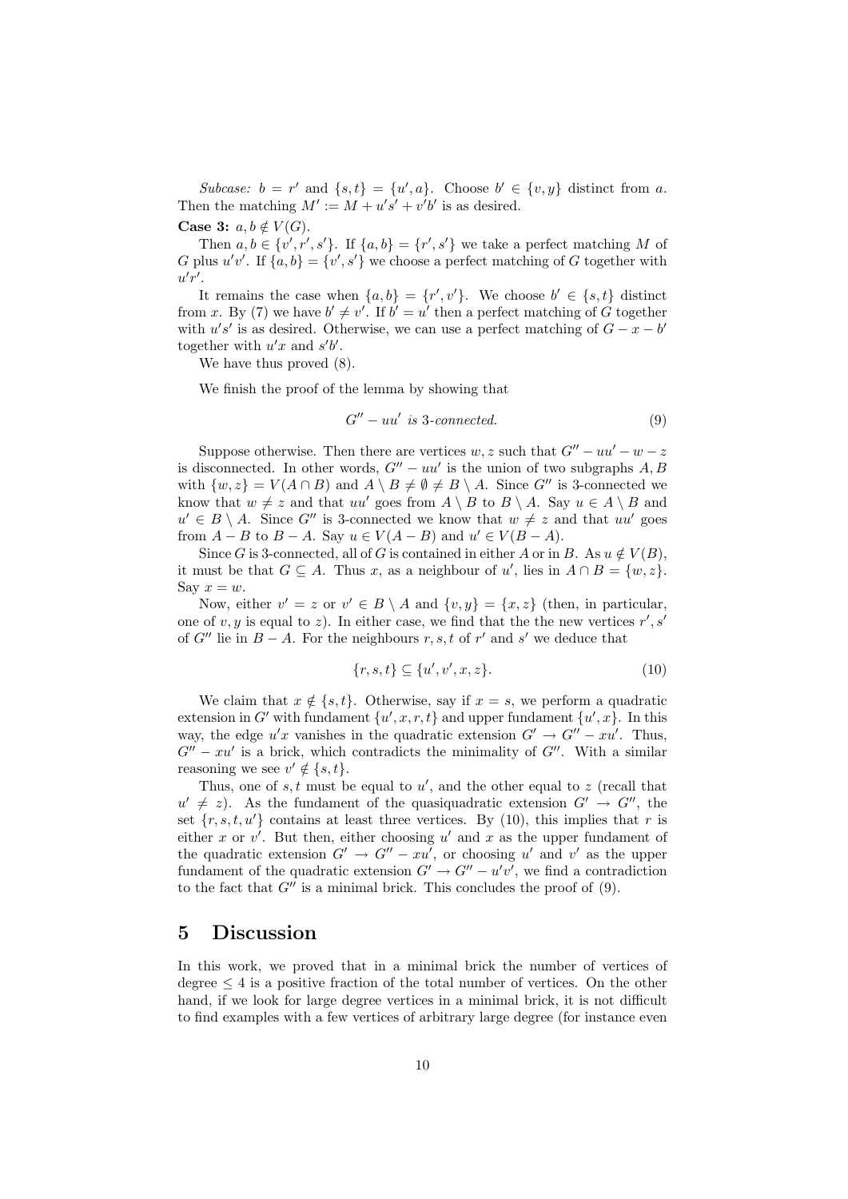*Subcase:* $b = r'$ and $\{s, t\} = \{u', a\}$. Choose $b' \in \{v, y\}$ distinct from $a$. Then the matching $M' := M + u's' + v'b'$ is as desired.

**Case 3:** $a, b \notin V(G)$.

Then $a, b \in \{v', r', s'\}$. If $\{a, b\} = \{r', s'\}$ we take a perfect matching $M$ of $G$ plus $u'v'$. If $\{a, b\} = \{v', s'\}$ we choose a perfect matching of $G$ together with $u'r'$.

It remains the case when $\{a, b\} = \{r', v'\}$. We choose $b' \in \{s, t\}$ distinct from $x$. By (7) we have $b' \neq v'$. If $b' = u'$ then a perfect matching of $G$ together with $u's'$ is as desired. Otherwise, we can use a perfect matching of $G - x - b'$ together with $u'x$ and $s'b'$.

We have thus proved (8).

We finish the proof of the lemma by showing that

$$G'' - uu' \text{ is 3-connected.} \tag{9}$$

Suppose otherwise. Then there are vertices $w, z$ such that $G'' - uu' - w - z$ is disconnected. In other words, $G'' - uu'$ is the union of two subgraphs $A, B$ with $\{w, z\} = V(A \cap B)$ and $A \setminus B \neq \emptyset \neq B \setminus A$. Since $G''$ is 3-connected we know that $w \neq z$ and that $uu'$ goes from $A \setminus B$ to $B \setminus A$. Say $u \in A \setminus B$ and $u' \in B \setminus A$. Since $G''$ is 3-connected we know that $w \neq z$ and that $uu'$ goes from $A - B$ to $B - A$. Say $u \in V(A - B)$ and $u' \in V(B - A)$.

Since $G$ is 3-connected, all of $G$ is contained in either $A$ or in $B$. As $u \notin V(B)$, it must be that $G \subseteq A$. Thus $x$, as a neighbour of $u'$, lies in $A \cap B = \{w, z\}$. Say $x = w$.

Now, either $v' = z$ or $v' \in B \setminus A$ and $\{v, y\} = \{x, z\}$ (then, in particular, one of $v, y$ is equal to $z$). In either case, we find that the the new vertices $r', s'$ of $G''$ lie in $B - A$. For the neighbours $r, s, t$ of $r'$ and $s'$ we deduce that

$$\{r, s, t\} \subseteq \{u', v', x, z\}. \tag{10}$$

We claim that $x \notin \{s, t\}$. Otherwise, say if $x = s$, we perform a quadratic extension in $G'$ with fundament $\{u', x, r, t\}$ and upper fundament $\{u', x\}$. In this way, the edge $u'x$ vanishes in the quadratic extension $G' \to G'' - xu'$. Thus, $G'' - xu'$ is a brick, which contradicts the minimality of $G''$. With a similar reasoning we see $v' \notin \{s, t\}$.

Thus, one of $s, t$ must be equal to $u'$, and the other equal to $z$ (recall that $u' \neq z$). As the fundament of the quasiquadratic extension $G' \to G''$, the set $\{r, s, t, u'\}$ contains at least three vertices. By (10), this implies that $r$ is either $x$ or $v'$. But then, either choosing $u'$ and $x$ as the upper fundament of the quadratic extension $G' \to G'' - xu'$, or choosing $u'$ and $v'$ as the upper fundament of the quadratic extension $G' \to G'' - u'v'$, we find a contradiction to the fact that $G''$ is a minimal brick. This concludes the proof of (9).

## 5 Discussion

In this work, we proved that in a minimal brick the number of vertices of degree $\leq 4$ is a positive fraction of the total number of vertices. On the other hand, if we look for large degree vertices in a minimal brick, it is not difficult to find examples with a few vertices of arbitrary large degree (for instance even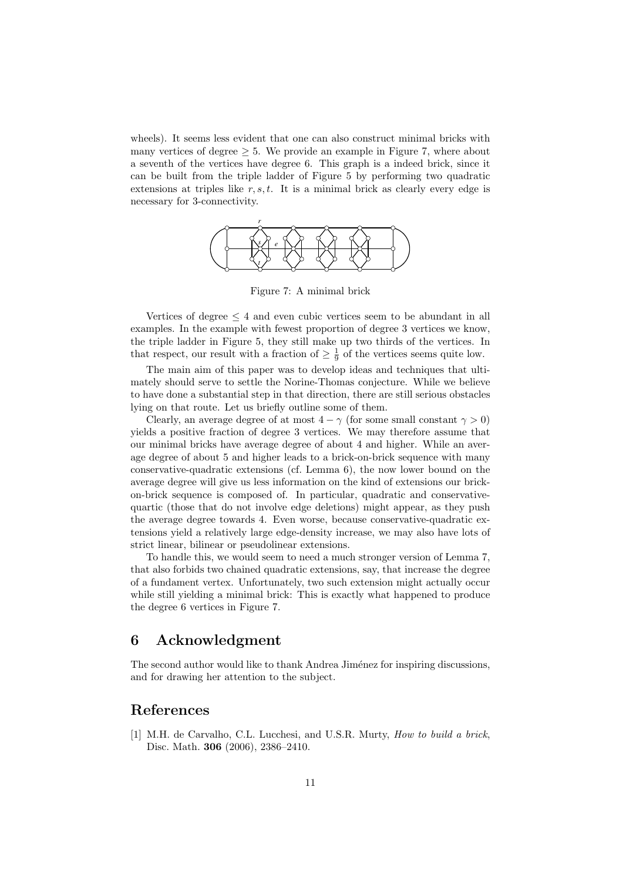wheels). It seems less evident that one can also construct minimal bricks with many vertices of degree $\geq 5$. We provide an example in Figure 7, where about a seventh of the vertices have degree 6. This graph is a indeed brick, since it can be built from the triple ladder of Figure 5 by performing two quadratic extensions at triples like $r, s, t$. It is a minimal brick as clearly every edge is necessary for 3-connectivity.

Figure 7: A minimal brick

Vertices of degree $\leq 4$ and even cubic vertices seem to be abundant in all examples. In the example with fewest proportion of degree 3 vertices we know, the triple ladder in Figure 5, they still make up two thirds of the vertices. In that respect, our result with a fraction of $\geq \frac{1}{9}$ of the vertices seems quite low.

The main aim of this paper was to develop ideas and techniques that ultimately should serve to settle the Norine-Thomas conjecture. While we believe to have done a substantial step in that direction, there are still serious obstacles lying on that route. Let us briefly outline some of them.

Clearly, an average degree of at most $4 - \gamma$ (for some small constant $\gamma > 0$) yields a positive fraction of degree 3 vertices. We may therefore assume that our minimal bricks have average degree of about 4 and higher. While an average degree of about 5 and higher leads to a brick-on-brick sequence with many conservative-quadratic extensions (cf. Lemma 6), the now lower bound on the average degree will give us less information on the kind of extensions our brick-on-brick sequence is composed of. In particular, quadratic and conservative-quartic (those that do not involve edge deletions) might appear, as they push the average degree towards 4. Even worse, because conservative-quadratic extensions yield a relatively large edge-density increase, we may also have lots of strict linear, bilinear or pseudolinear extensions.

To handle this, we would seem to need a much stronger version of Lemma 7, that also forbids two chained quadratic extensions, say, that increase the degree of a fundament vertex. Unfortunately, two such extension might actually occur while still yielding a minimal brick: This is exactly what happened to produce the degree 6 vertices in Figure 7.

## 6 Acknowledgment

The second author would like to thank Andrea Jiménez for inspiring discussions, and for drawing her attention to the subject.

## References

[1] M.H. de Carvalho, C.L. Lucchesi, and U.S.R. Murty, *How to build a brick*, Disc. Math. **306** (2006), 2386–2410.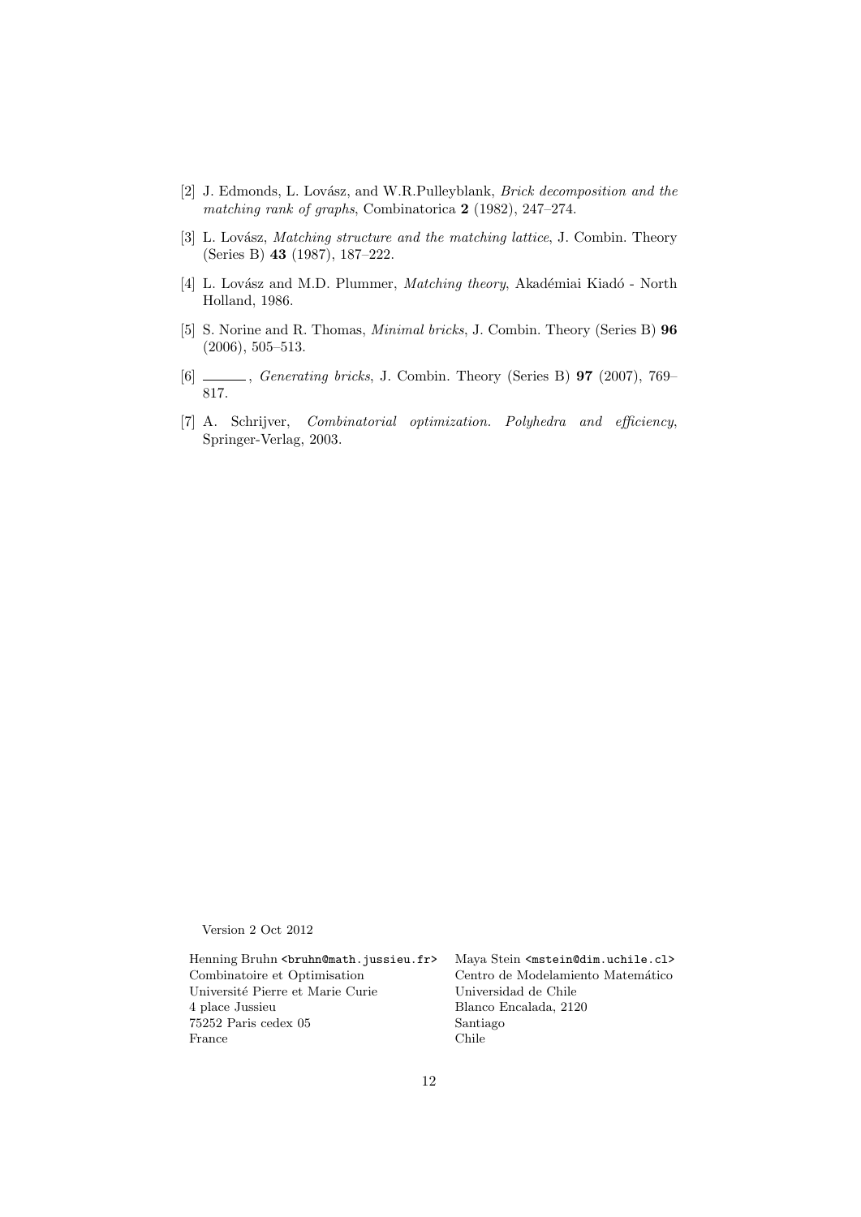[2] J. Edmonds, L. Lovász, and W.R.Pulleyblank, *Brick decomposition and the matching rank of graphs*, Combinatorica **2** (1982), 247–274.

[3] L. Lovász, *Matching structure and the matching lattice*, J. Combin. Theory (Series B) **43** (1987), 187–222.

[4] L. Lovász and M.D. Plummer, *Matching theory*, Akadémiai Kiadó - North Holland, 1986.

[5] S. Norine and R. Thomas, *Minimal bricks*, J. Combin. Theory (Series B) **96** (2006), 505–513.

[6] ———, *Generating bricks*, J. Combin. Theory (Series B) **97** (2007), 769–817.

[7] A. Schrijver, *Combinatorial optimization. Polyhedra and efficiency*, Springer-Verlag, 2003.

Version 2 Oct 2012

Henning Bruhn <bruhn@math.jussieu.fr>
Combinatoire et Optimisation
Université Pierre et Marie Curie
4 place Jussieu
75252 Paris cedex 05
France

Maya Stein <mstein@dim.uchile.cl>
Centro de Modelamiento Matemático
Universidad de Chile
Blanco Encalada, 2120
Santiago
Chile